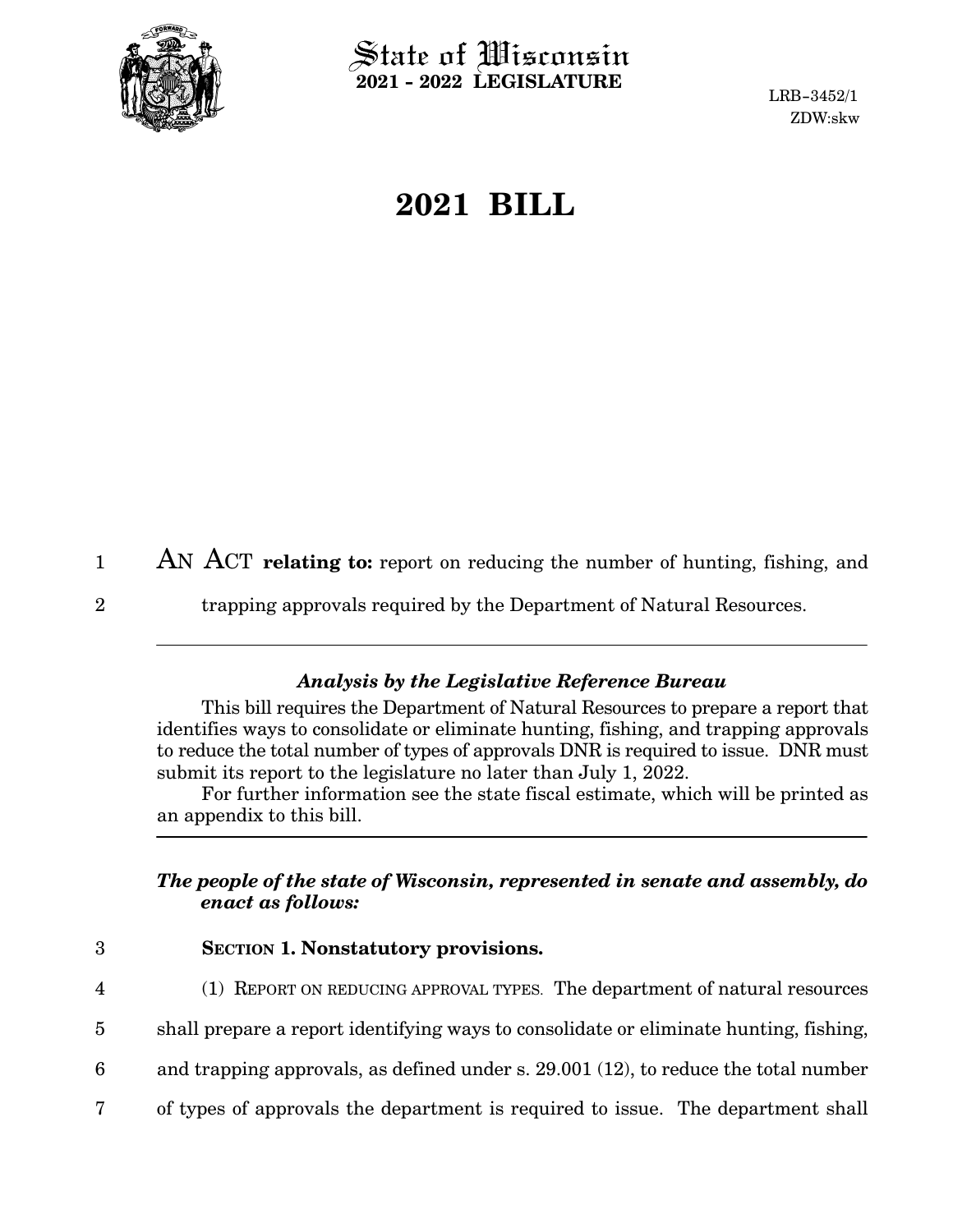# State of Wisconsin
## 2021 - 2022 LEGISLATURE

LRB-3452/1
ZDW:skw

# 2021 BILL

AN ACT **relating to:** report on reducing the number of hunting, fishing, and trapping approvals required by the Department of Natural Resources.

### *Analysis by the Legislative Reference Bureau*

This bill requires the Department of Natural Resources to prepare a report that identifies ways to consolidate or eliminate hunting, fishing, and trapping approvals to reduce the total number of types of approvals DNR is required to issue. DNR must submit its report to the legislature no later than July 1, 2022.

For further information see the state fiscal estimate, which will be printed as an appendix to this bill.

***The people of the state of Wisconsin, represented in senate and assembly, do enact as follows:***

**SECTION 1. Nonstatutory provisions.**

(1) REPORT ON REDUCING APPROVAL TYPES. The department of natural resources shall prepare a report identifying ways to consolidate or eliminate hunting, fishing, and trapping approvals, as defined under s. 29.001 (12), to reduce the total number of types of approvals the department is required to issue. The department shall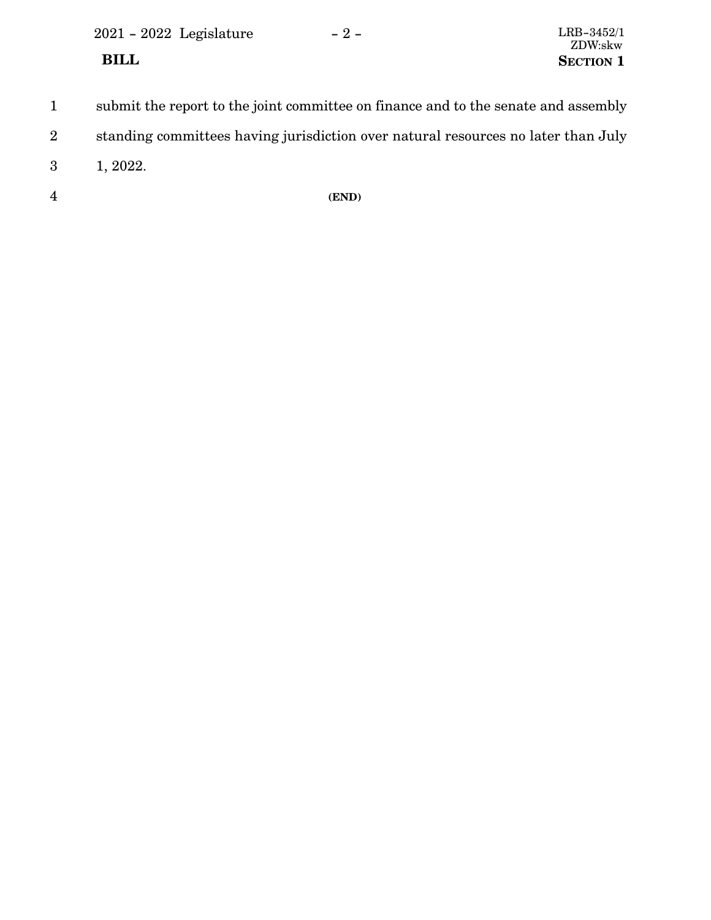submit the report to the joint committee on finance and to the senate and assembly standing committees having jurisdiction over natural resources no later than July 1, 2022.

**(END)**